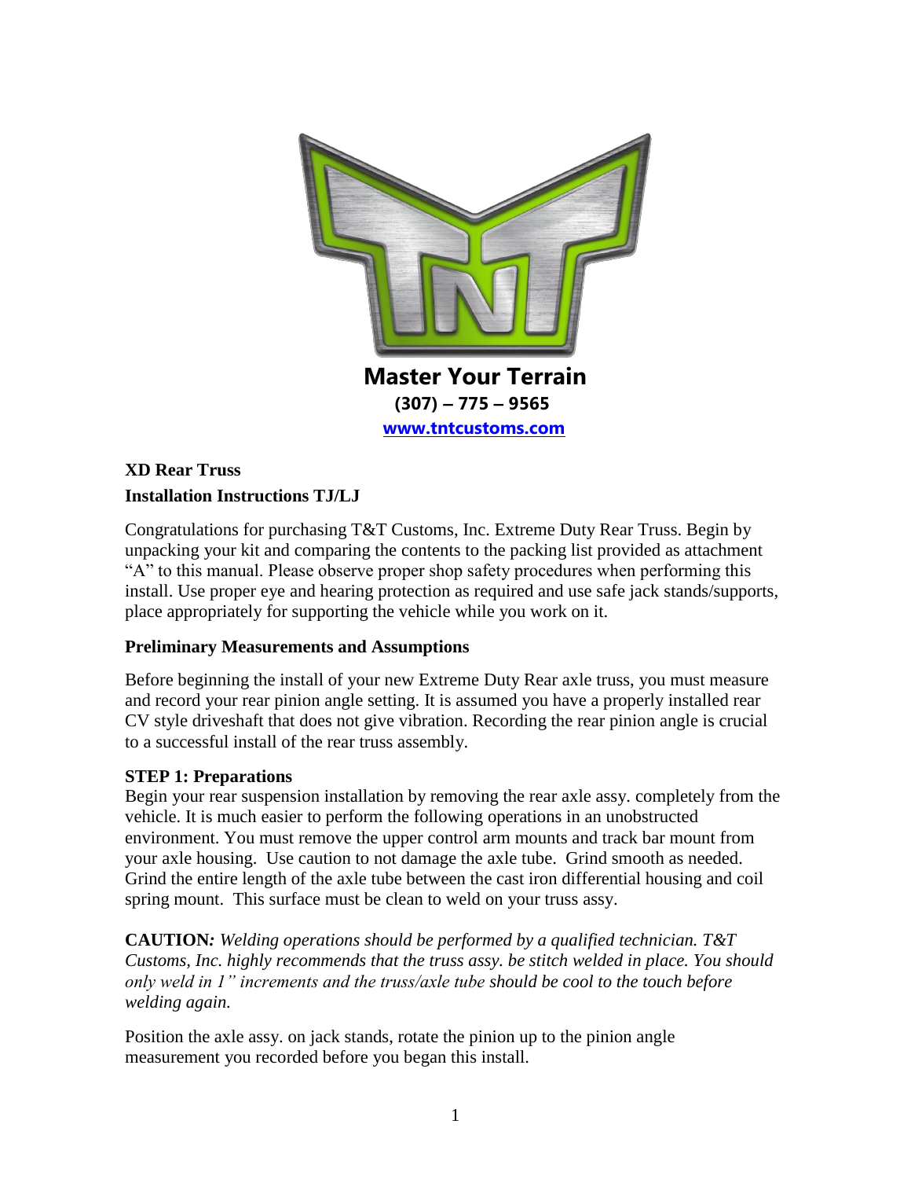**Master Your Terrain**

**(307) – 775 – 9565**

**[www.tntcustoms.com](http://www.tntcustoms.com)**

**XD Rear Truss**

**Installation Instructions TJ/LJ**

Congratulations for purchasing T&T Customs, Inc. Extreme Duty Rear Truss. Begin by unpacking your kit and comparing the contents to the packing list provided as attachment "A" to this manual. Please observe proper shop safety procedures when performing this install. Use proper eye and hearing protection as required and use safe jack stands/supports, place appropriately for supporting the vehicle while you work on it.

**Preliminary Measurements and Assumptions**

Before beginning the install of your new Extreme Duty Rear axle truss, you must measure and record your rear pinion angle setting. It is assumed you have a properly installed rear CV style driveshaft that does not give vibration. Recording the rear pinion angle is crucial to a successful install of the rear truss assembly.

**STEP 1: Preparations**

Begin your rear suspension installation by removing the rear axle assy. completely from the vehicle. It is much easier to perform the following operations in an unobstructed environment. You must remove the upper control arm mounts and track bar mount from your axle housing. Use caution to not damage the axle tube. Grind smooth as needed. Grind the entire length of the axle tube between the cast iron differential housing and coil spring mount. This surface must be clean to weld on your truss assy.

**CAUTION***: Welding operations should be performed by a qualified technician. T&T Customs, Inc. highly recommends that the truss assy. be stitch welded in place. You should only weld in 1" increments and the truss/axle tube should be cool to the touch before welding again.*

Position the axle assy. on jack stands, rotate the pinion up to the pinion angle measurement you recorded before you began this install.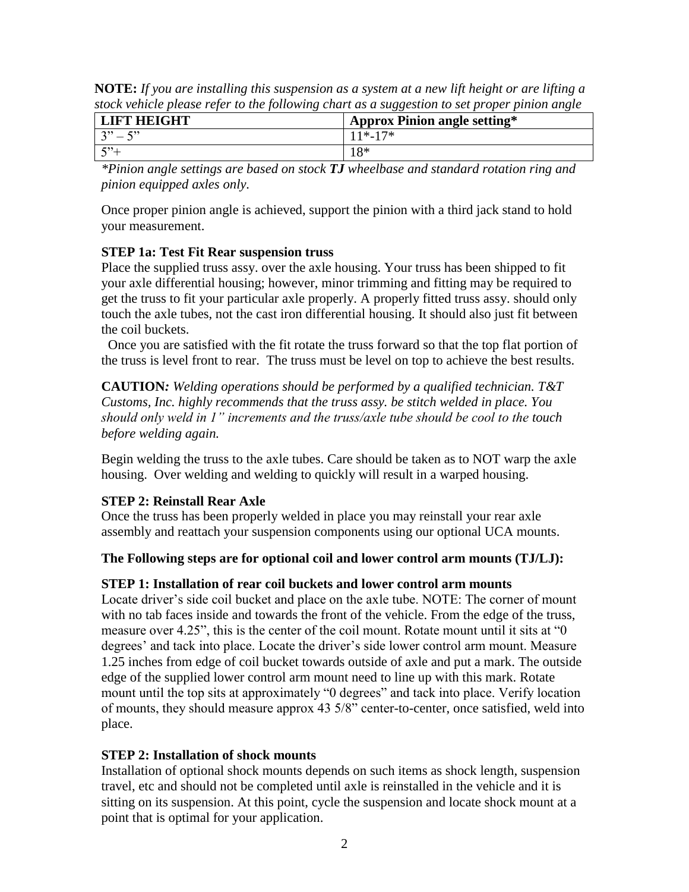**NOTE:** *If you are installing this suspension as a system at a new lift height or are lifting a stock vehicle please refer to the following chart as a suggestion to set proper pinion angle*

| LIFT HEIGHT | Approx Pinion angle setting* |
|---|---|
| 3" – 5" | 11*-17* |
| 5"+ | 18* |

*\*Pinion angle settings are based on stock **TJ** wheelbase and standard rotation ring and pinion equipped axles only.*

Once proper pinion angle is achieved, support the pinion with a third jack stand to hold your measurement.

**STEP 1a: Test Fit Rear suspension truss**

Place the supplied truss assy. over the axle housing. Your truss has been shipped to fit your axle differential housing; however, minor trimming and fitting may be required to get the truss to fit your particular axle properly. A properly fitted truss assy. should only touch the axle tubes, not the cast iron differential housing. It should also just fit between the coil buckets.

Once you are satisfied with the fit rotate the truss forward so that the top flat portion of the truss is level front to rear. The truss must be level on top to achieve the best results.

**CAUTION***: Welding operations should be performed by a qualified technician. T&T Customs, Inc. highly recommends that the truss assy. be stitch welded in place. You should only weld in 1" increments and the truss/axle tube should be cool to the touch before welding again.*

Begin welding the truss to the axle tubes. Care should be taken as to NOT warp the axle housing. Over welding and welding to quickly will result in a warped housing.

**STEP 2: Reinstall Rear Axle**

Once the truss has been properly welded in place you may reinstall your rear axle assembly and reattach your suspension components using our optional UCA mounts.

**The Following steps are for optional coil and lower control arm mounts (TJ/LJ):**

**STEP 1: Installation of rear coil buckets and lower control arm mounts**

Locate driver's side coil bucket and place on the axle tube. NOTE: The corner of mount with no tab faces inside and towards the front of the vehicle. From the edge of the truss, measure over 4.25", this is the center of the coil mount. Rotate mount until it sits at "0 degrees' and tack into place. Locate the driver's side lower control arm mount. Measure 1.25 inches from edge of coil bucket towards outside of axle and put a mark. The outside edge of the supplied lower control arm mount need to line up with this mark. Rotate mount until the top sits at approximately "0 degrees" and tack into place. Verify location of mounts, they should measure approx 43 5/8" center-to-center, once satisfied, weld into place.

**STEP 2: Installation of shock mounts**

Installation of optional shock mounts depends on such items as shock length, suspension travel, etc and should not be completed until axle is reinstalled in the vehicle and it is sitting on its suspension. At this point, cycle the suspension and locate shock mount at a point that is optimal for your application.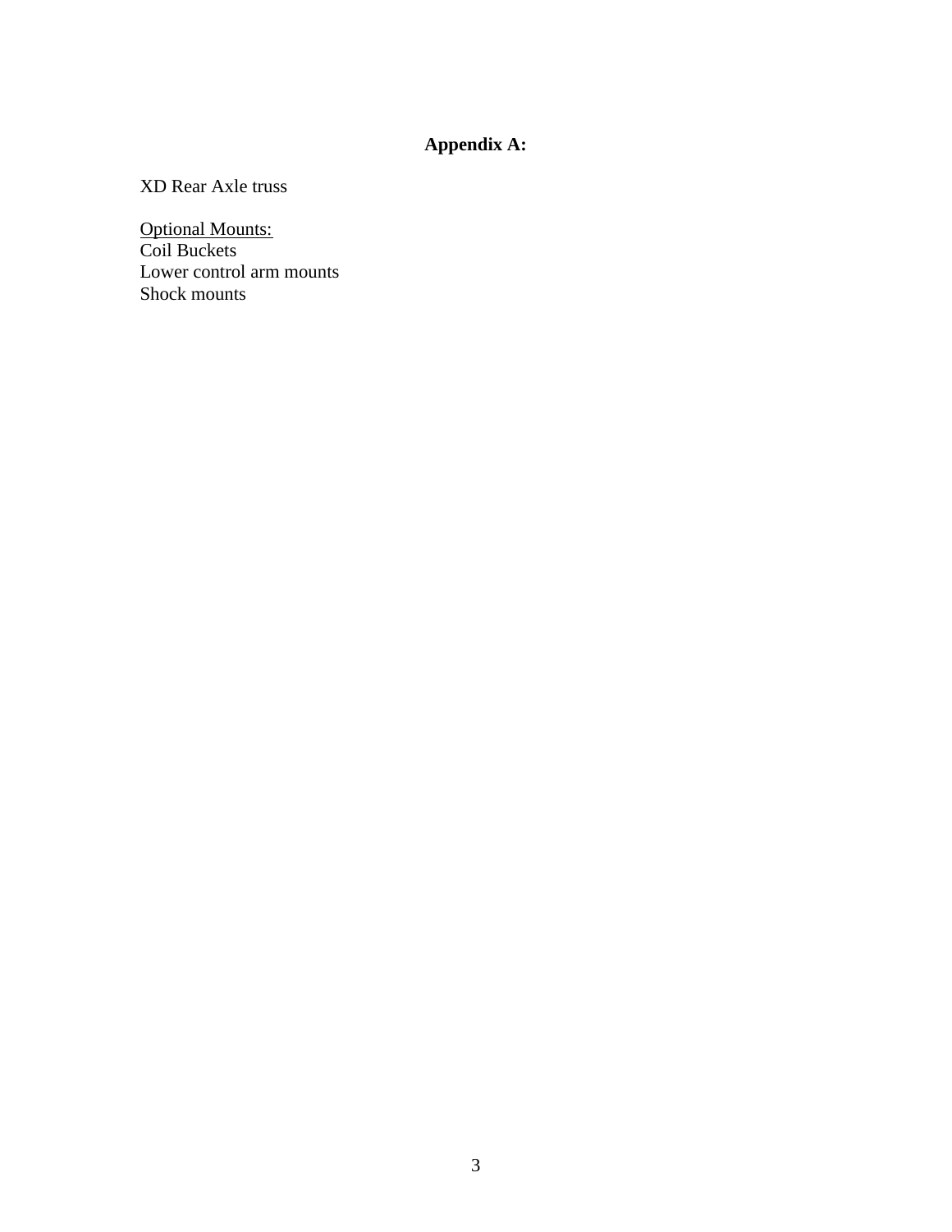## **Appendix A:**

XD Rear Axle truss

<u>Optional Mounts:</u>
Coil Buckets
Lower control arm mounts
Shock mounts